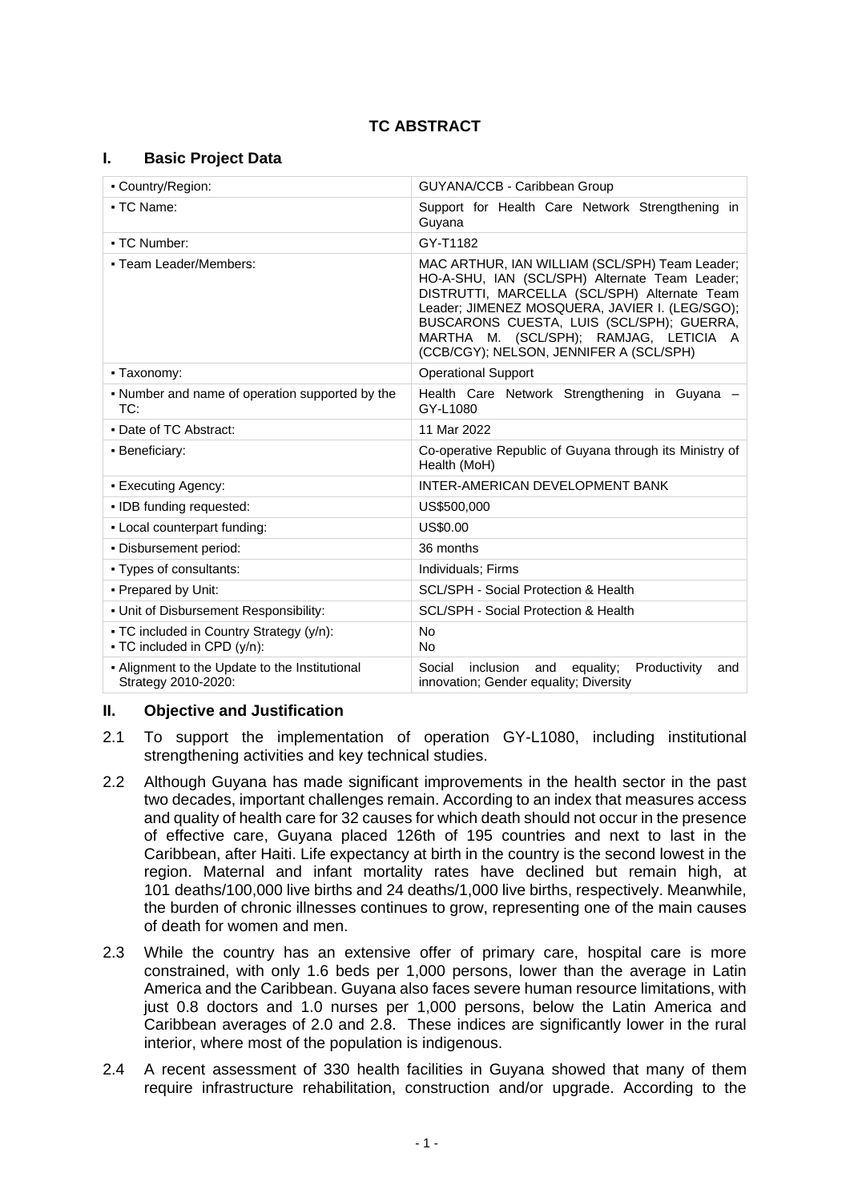# TC ABSTRACT

## I. Basic Project Data

| | |
|---|---|
| ▪ Country/Region: | GUYANA/CCB - Caribbean Group |
| ▪ TC Name: | Support for Health Care Network Strengthening in Guyana |
| ▪ TC Number: | GY-T1182 |
| ▪ Team Leader/Members: | MAC ARTHUR, IAN WILLIAM (SCL/SPH) Team Leader; HO-A-SHU, IAN (SCL/SPH) Alternate Team Leader; DISTRUTTI, MARCELLA (SCL/SPH) Alternate Team Leader; JIMENEZ MOSQUERA, JAVIER I. (LEG/SGO); BUSCARONS CUESTA, LUIS (SCL/SPH); GUERRA, MARTHA M. (SCL/SPH); RAMJAG, LETICIA A (CCB/CGY); NELSON, JENNIFER A (SCL/SPH) |
| ▪ Taxonomy: | Operational Support |
| ▪ Number and name of operation supported by the TC: | Health Care Network Strengthening in Guyana – GY-L1080 |
| ▪ Date of TC Abstract: | 11 Mar 2022 |
| ▪ Beneficiary: | Co-operative Republic of Guyana through its Ministry of Health (MoH) |
| ▪ Executing Agency: | INTER-AMERICAN DEVELOPMENT BANK |
| ▪ IDB funding requested: | US$500,000 |
| ▪ Local counterpart funding: | US$0.00 |
| ▪ Disbursement period: | 36 months |
| ▪ Types of consultants: | Individuals; Firms |
| ▪ Prepared by Unit: | SCL/SPH - Social Protection & Health |
| ▪ Unit of Disbursement Responsibility: | SCL/SPH - Social Protection & Health |
| ▪ TC included in Country Strategy (y/n):<br>▪ TC included in CPD (y/n): | No<br>No |
| ▪ Alignment to the Update to the Institutional Strategy 2010-2020: | Social inclusion and equality; Productivity and innovation; Gender equality; Diversity |

## II. Objective and Justification

2.1 To support the implementation of operation GY-L1080, including institutional strengthening activities and key technical studies.

2.2 Although Guyana has made significant improvements in the health sector in the past two decades, important challenges remain. According to an index that measures access and quality of health care for 32 causes for which death should not occur in the presence of effective care, Guyana placed 126th of 195 countries and next to last in the Caribbean, after Haiti. Life expectancy at birth in the country is the second lowest in the region. Maternal and infant mortality rates have declined but remain high, at 101 deaths/100,000 live births and 24 deaths/1,000 live births, respectively. Meanwhile, the burden of chronic illnesses continues to grow, representing one of the main causes of death for women and men.

2.3 While the country has an extensive offer of primary care, hospital care is more constrained, with only 1.6 beds per 1,000 persons, lower than the average in Latin America and the Caribbean. Guyana also faces severe human resource limitations, with just 0.8 doctors and 1.0 nurses per 1,000 persons, below the Latin America and Caribbean averages of 2.0 and 2.8. These indices are significantly lower in the rural interior, where most of the population is indigenous.

2.4 A recent assessment of 330 health facilities in Guyana showed that many of them require infrastructure rehabilitation, construction and/or upgrade. According to the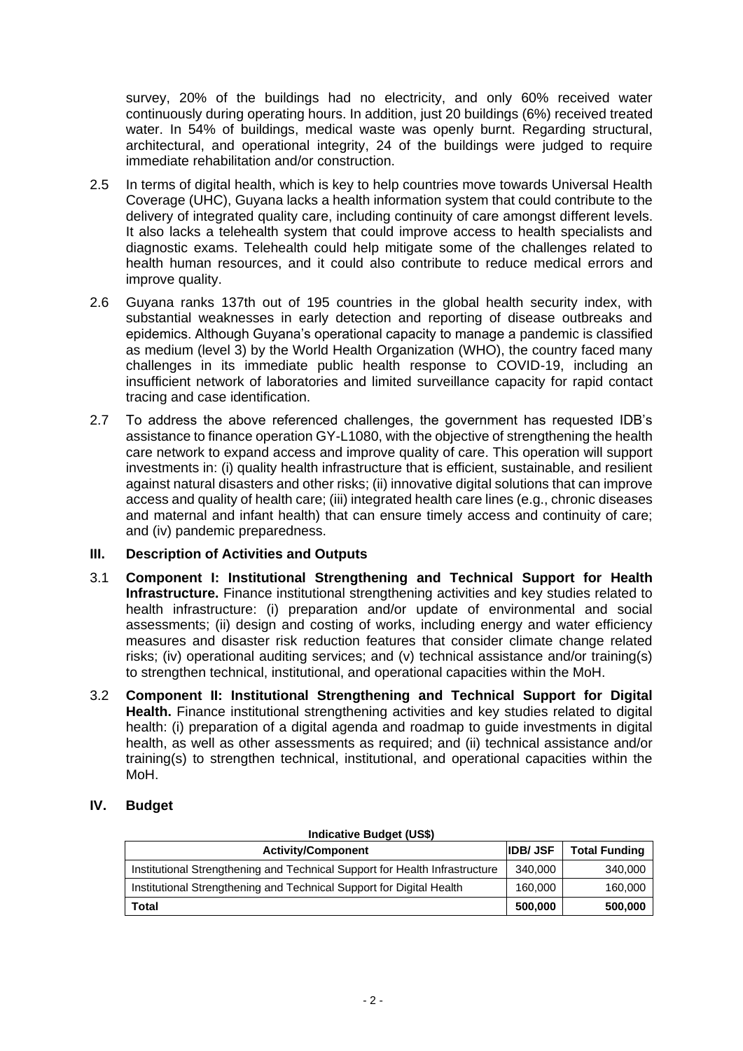survey, 20% of the buildings had no electricity, and only 60% received water continuously during operating hours. In addition, just 20 buildings (6%) received treated water. In 54% of buildings, medical waste was openly burnt. Regarding structural, architectural, and operational integrity, 24 of the buildings were judged to require immediate rehabilitation and/or construction.

2.5 In terms of digital health, which is key to help countries move towards Universal Health Coverage (UHC), Guyana lacks a health information system that could contribute to the delivery of integrated quality care, including continuity of care amongst different levels. It also lacks a telehealth system that could improve access to health specialists and diagnostic exams. Telehealth could help mitigate some of the challenges related to health human resources, and it could also contribute to reduce medical errors and improve quality.

2.6 Guyana ranks 137th out of 195 countries in the global health security index, with substantial weaknesses in early detection and reporting of disease outbreaks and epidemics. Although Guyana's operational capacity to manage a pandemic is classified as medium (level 3) by the World Health Organization (WHO), the country faced many challenges in its immediate public health response to COVID-19, including an insufficient network of laboratories and limited surveillance capacity for rapid contact tracing and case identification.

2.7 To address the above referenced challenges, the government has requested IDB's assistance to finance operation GY-L1080, with the objective of strengthening the health care network to expand access and improve quality of care. This operation will support investments in: (i) quality health infrastructure that is efficient, sustainable, and resilient against natural disasters and other risks; (ii) innovative digital solutions that can improve access and quality of health care; (iii) integrated health care lines (e.g., chronic diseases and maternal and infant health) that can ensure timely access and continuity of care; and (iv) pandemic preparedness.

## III. Description of Activities and Outputs

3.1 **Component I: Institutional Strengthening and Technical Support for Health Infrastructure.** Finance institutional strengthening activities and key studies related to health infrastructure: (i) preparation and/or update of environmental and social assessments; (ii) design and costing of works, including energy and water efficiency measures and disaster risk reduction features that consider climate change related risks; (iv) operational auditing services; and (v) technical assistance and/or training(s) to strengthen technical, institutional, and operational capacities within the MoH.

3.2 **Component II: Institutional Strengthening and Technical Support for Digital Health.** Finance institutional strengthening activities and key studies related to digital health: (i) preparation of a digital agenda and roadmap to guide investments in digital health, as well as other assessments as required; and (ii) technical assistance and/or training(s) to strengthen technical, institutional, and operational capacities within the MoH.

## IV. Budget

**Indicative Budget (US$)**

| Activity/Component | IDB/ JSF | Total Funding |
|---|---|---|
| Institutional Strengthening and Technical Support for Health Infrastructure | 340,000 | 340,000 |
| Institutional Strengthening and Technical Support for Digital Health | 160,000 | 160,000 |
| **Total** | **500,000** | **500,000** |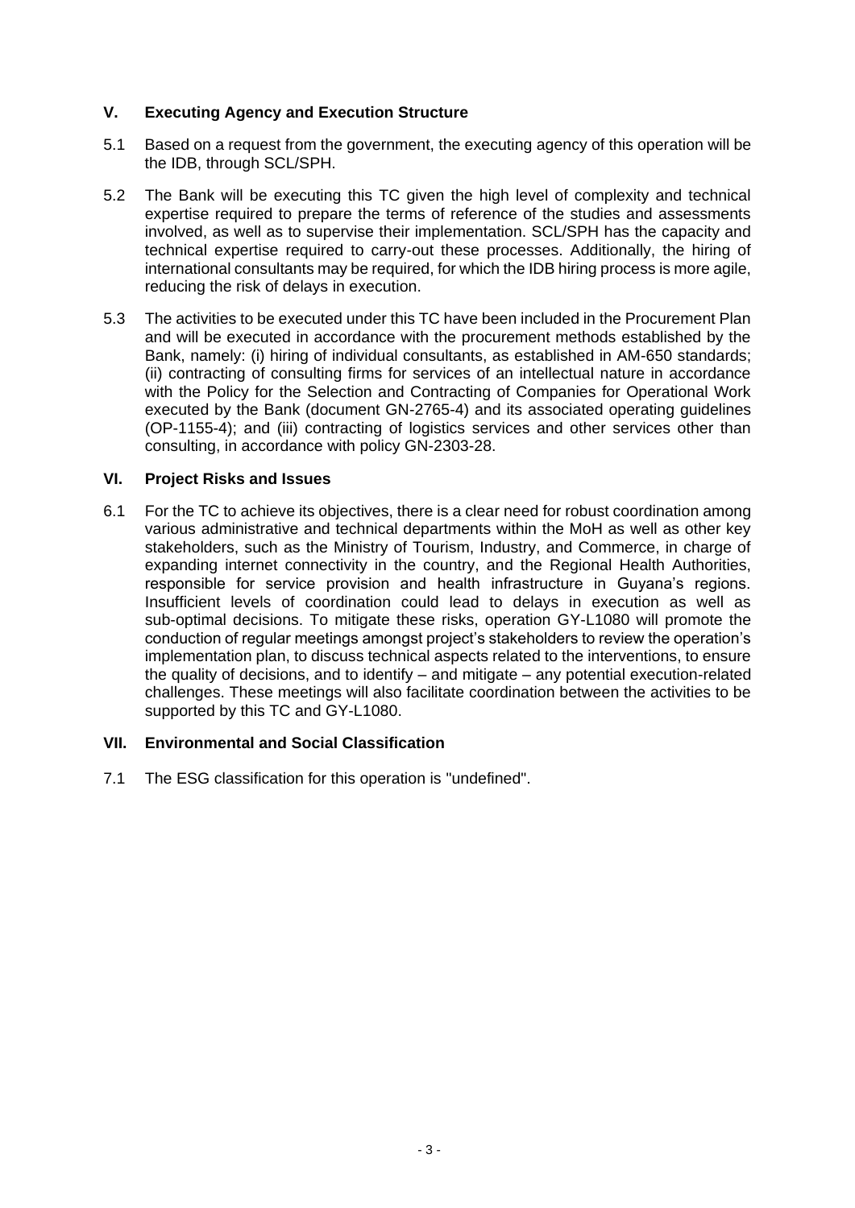## V. Executing Agency and Execution Structure

5.1 Based on a request from the government, the executing agency of this operation will be the IDB, through SCL/SPH.

5.2 The Bank will be executing this TC given the high level of complexity and technical expertise required to prepare the terms of reference of the studies and assessments involved, as well as to supervise their implementation. SCL/SPH has the capacity and technical expertise required to carry-out these processes. Additionally, the hiring of international consultants may be required, for which the IDB hiring process is more agile, reducing the risk of delays in execution.

5.3 The activities to be executed under this TC have been included in the Procurement Plan and will be executed in accordance with the procurement methods established by the Bank, namely: (i) hiring of individual consultants, as established in AM-650 standards; (ii) contracting of consulting firms for services of an intellectual nature in accordance with the Policy for the Selection and Contracting of Companies for Operational Work executed by the Bank (document GN-2765-4) and its associated operating guidelines (OP-1155-4); and (iii) contracting of logistics services and other services other than consulting, in accordance with policy GN-2303-28.

## VI. Project Risks and Issues

6.1 For the TC to achieve its objectives, there is a clear need for robust coordination among various administrative and technical departments within the MoH as well as other key stakeholders, such as the Ministry of Tourism, Industry, and Commerce, in charge of expanding internet connectivity in the country, and the Regional Health Authorities, responsible for service provision and health infrastructure in Guyana's regions. Insufficient levels of coordination could lead to delays in execution as well as sub-optimal decisions. To mitigate these risks, operation GY-L1080 will promote the conduction of regular meetings amongst project's stakeholders to review the operation's implementation plan, to discuss technical aspects related to the interventions, to ensure the quality of decisions, and to identify – and mitigate – any potential execution-related challenges. These meetings will also facilitate coordination between the activities to be supported by this TC and GY-L1080.

## VII. Environmental and Social Classification

7.1 The ESG classification for this operation is "undefined".